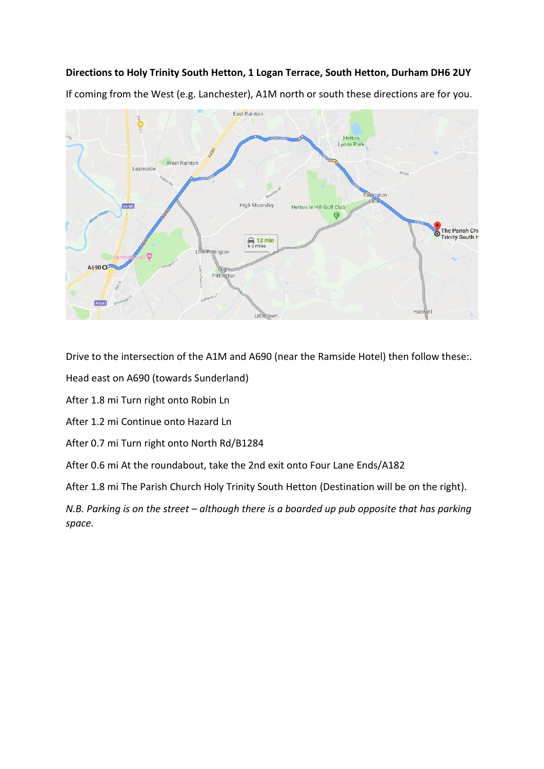**Directions to Holy Trinity South Hetton, 1 Logan Terrace, South Hetton, Durham DH6 2UY**

If coming from the West (e.g. Lanchester), A1M north or south these directions are for you.

Drive to the intersection of the A1M and A690 (near the Ramside Hotel) then follow these:.

Head east on A690 (towards Sunderland)

After 1.8 mi Turn right onto Robin Ln

After 1.2 mi Continue onto Hazard Ln

After 0.7 mi Turn right onto North Rd/B1284

After 0.6 mi At the roundabout, take the 2nd exit onto Four Lane Ends/A182

After 1.8 mi The Parish Church Holy Trinity South Hetton (Destination will be on the right).

*N.B. Parking is on the street – although there is a boarded up pub opposite that has parking space.*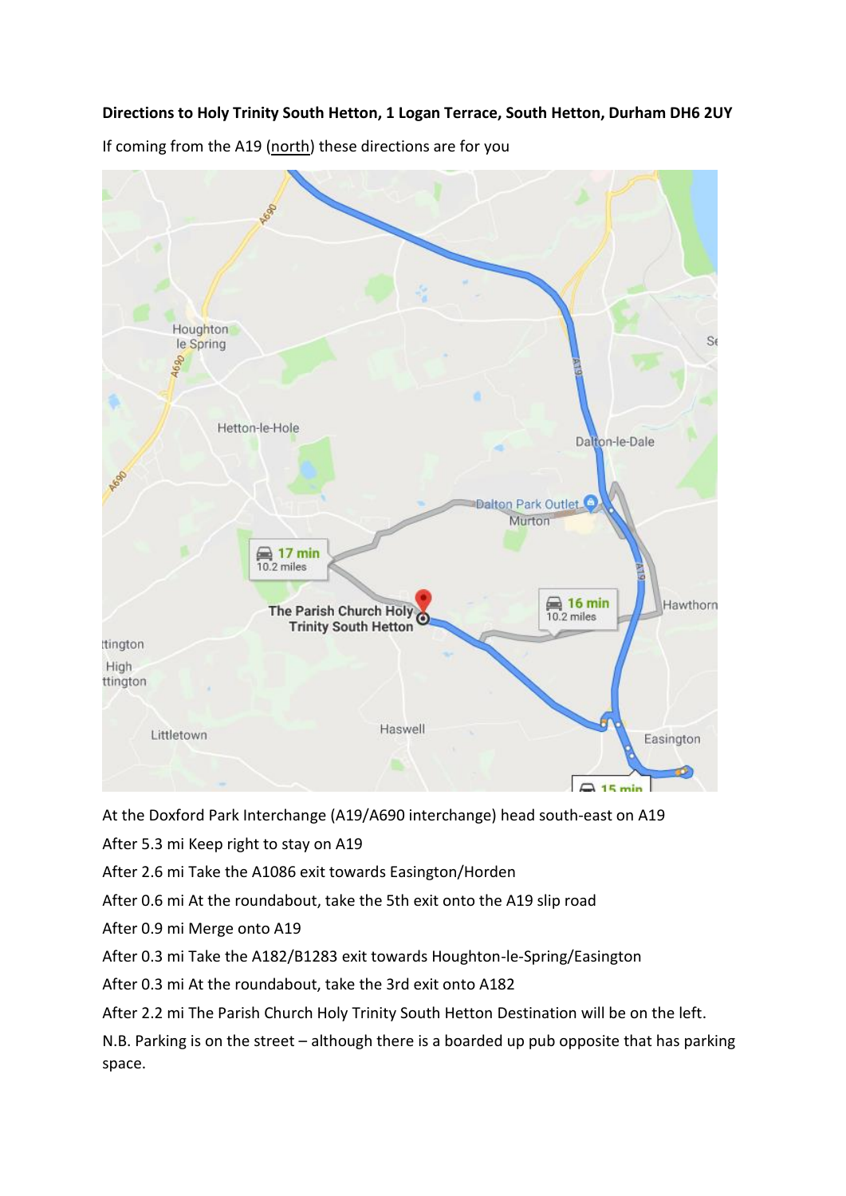**Directions to Holy Trinity South Hetton, 1 Logan Terrace, South Hetton, Durham DH6 2UY**

If coming from the A19 (north) these directions are for you

At the Doxford Park Interchange (A19/A690 interchange) head south-east on A19

After 5.3 mi Keep right to stay on A19

After 2.6 mi Take the A1086 exit towards Easington/Horden

After 0.6 mi At the roundabout, take the 5th exit onto the A19 slip road

After 0.9 mi Merge onto A19

After 0.3 mi Take the A182/B1283 exit towards Houghton-le-Spring/Easington

After 0.3 mi At the roundabout, take the 3rd exit onto A182

After 2.2 mi The Parish Church Holy Trinity South Hetton Destination will be on the left.

N.B. Parking is on the street – although there is a boarded up pub opposite that has parking space.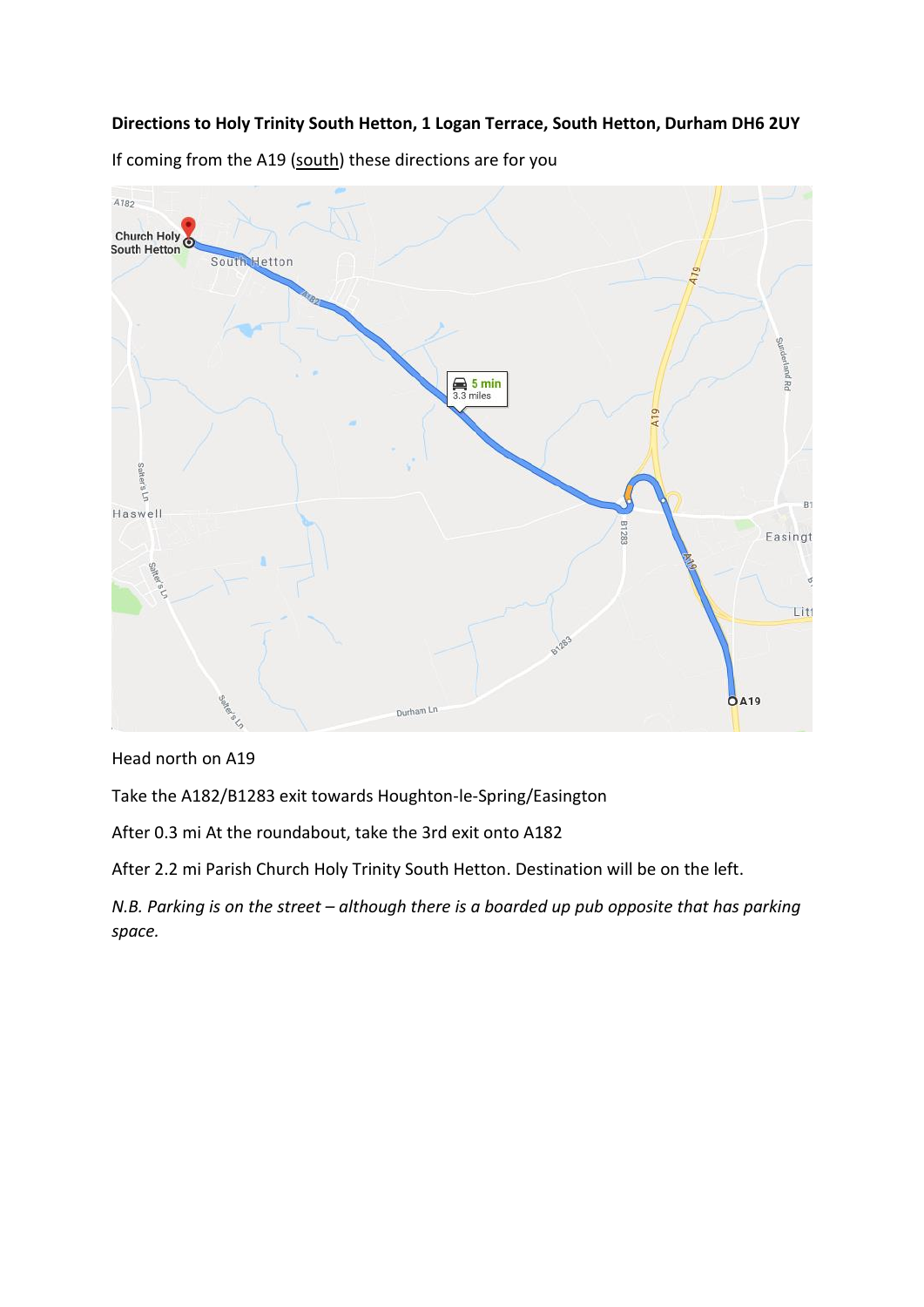**Directions to Holy Trinity South Hetton, 1 Logan Terrace, South Hetton, Durham DH6 2UY**

If coming from the A19 (south) these directions are for you

Head north on A19

Take the A182/B1283 exit towards Houghton-le-Spring/Easington

After 0.3 mi At the roundabout, take the 3rd exit onto A182

After 2.2 mi Parish Church Holy Trinity South Hetton. Destination will be on the left.

*N.B. Parking is on the street – although there is a boarded up pub opposite that has parking space.*